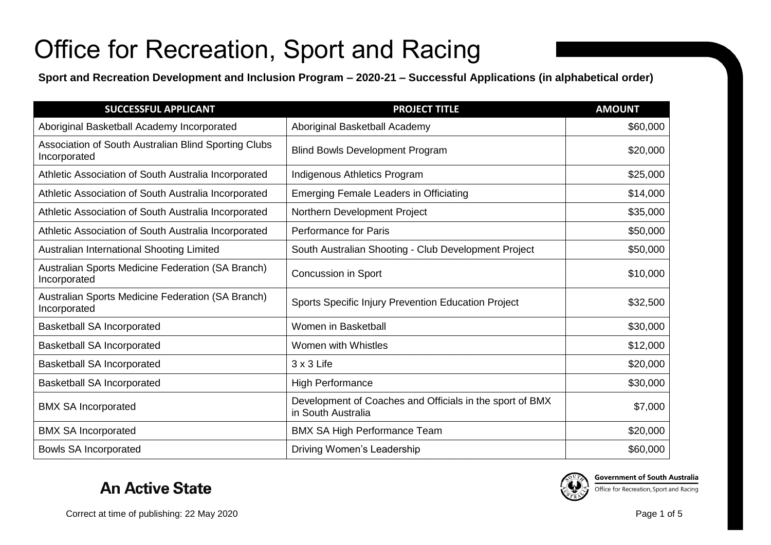# Office for Recreation, Sport and Racing

**Sport and Recreation Development and Inclusion Program – 2020-21 – Successful Applications (in alphabetical order)**

| SUCCESSFUL APPLICANT | PROJECT TITLE | AMOUNT |
|---|---|---|
| Aboriginal Basketball Academy Incorporated | Aboriginal Basketball Academy | $60,000 |
| Association of South Australian Blind Sporting Clubs Incorporated | Blind Bowls Development Program | $20,000 |
| Athletic Association of South Australia Incorporated | Indigenous Athletics Program | $25,000 |
| Athletic Association of South Australia Incorporated | Emerging Female Leaders in Officiating | $14,000 |
| Athletic Association of South Australia Incorporated | Northern Development Project | $35,000 |
| Athletic Association of South Australia Incorporated | Performance for Paris | $50,000 |
| Australian International Shooting Limited | South Australian Shooting - Club Development Project | $50,000 |
| Australian Sports Medicine Federation (SA Branch) Incorporated | Concussion in Sport | $10,000 |
| Australian Sports Medicine Federation (SA Branch) Incorporated | Sports Specific Injury Prevention Education Project | $32,500 |
| Basketball SA Incorporated | Women in Basketball | $30,000 |
| Basketball SA Incorporated | Women with Whistles | $12,000 |
| Basketball SA Incorporated | 3 x 3 Life | $20,000 |
| Basketball SA Incorporated | High Performance | $30,000 |
| BMX SA Incorporated | Development of Coaches and Officials in the sport of BMX in South Australia | $7,000 |
| BMX SA Incorporated | BMX SA High Performance Team | $20,000 |
| Bowls SA Incorporated | Driving Women's Leadership | $60,000 |

**An Active State**

Government of South Australia
Office for Recreation, Sport and Racing

Correct at time of publishing: 22 May 2020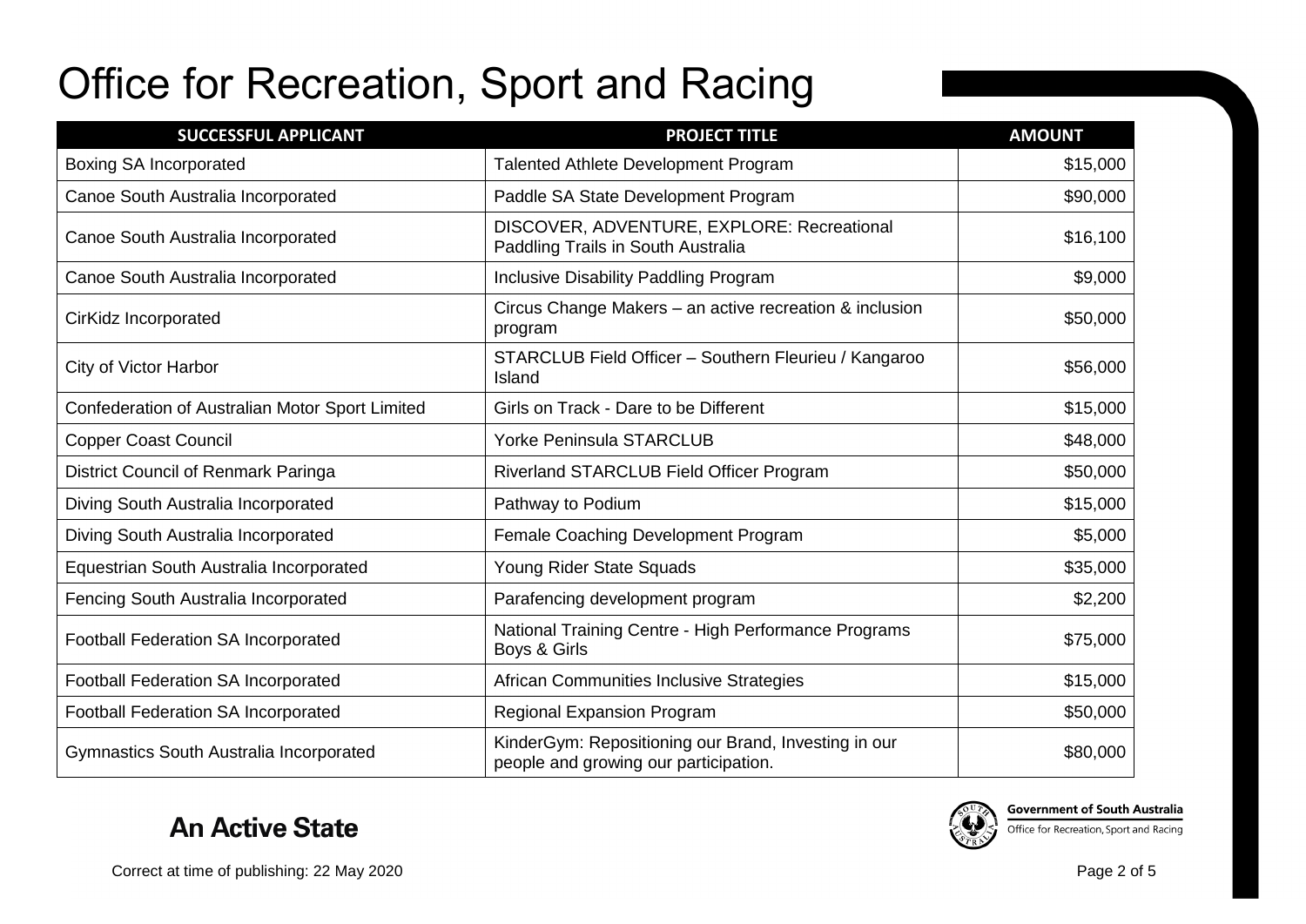# Office for Recreation, Sport and Racing

| SUCCESSFUL APPLICANT | PROJECT TITLE | AMOUNT |
|---|---|---|
| Boxing SA Incorporated | Talented Athlete Development Program | $15,000 |
| Canoe South Australia Incorporated | Paddle SA State Development Program | $90,000 |
| Canoe South Australia Incorporated | DISCOVER, ADVENTURE, EXPLORE: Recreational Paddling Trails in South Australia | $16,100 |
| Canoe South Australia Incorporated | Inclusive Disability Paddling Program | $9,000 |
| CirKidz Incorporated | Circus Change Makers – an active recreation & inclusion program | $50,000 |
| City of Victor Harbor | STARCLUB Field Officer – Southern Fleurieu / Kangaroo Island | $56,000 |
| Confederation of Australian Motor Sport Limited | Girls on Track - Dare to be Different | $15,000 |
| Copper Coast Council | Yorke Peninsula STARCLUB | $48,000 |
| District Council of Renmark Paringa | Riverland STARCLUB Field Officer Program | $50,000 |
| Diving South Australia Incorporated | Pathway to Podium | $15,000 |
| Diving South Australia Incorporated | Female Coaching Development Program | $5,000 |
| Equestrian South Australia Incorporated | Young Rider State Squads | $35,000 |
| Fencing South Australia Incorporated | Parafencing development program | $2,200 |
| Football Federation SA Incorporated | National Training Centre - High Performance Programs Boys & Girls | $75,000 |
| Football Federation SA Incorporated | African Communities Inclusive Strategies | $15,000 |
| Football Federation SA Incorporated | Regional Expansion Program | $50,000 |
| Gymnastics South Australia Incorporated | KinderGym: Repositioning our Brand, Investing in our people and growing our participation. | $80,000 |

**An Active State**

Government of South Australia
Office for Recreation, Sport and Racing

Correct at time of publishing: 22 May 2020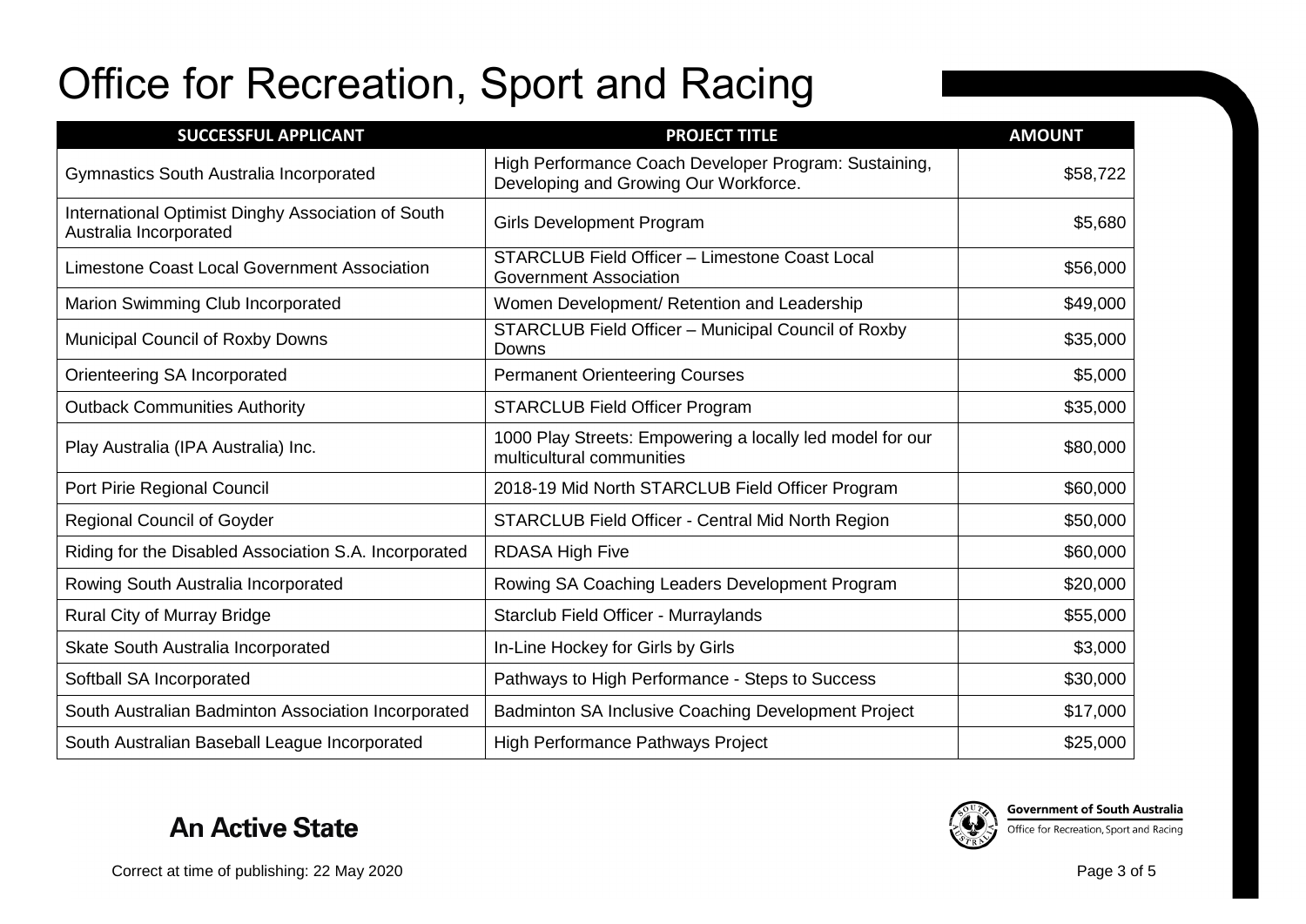# Office for Recreation, Sport and Racing

| SUCCESSFUL APPLICANT | PROJECT TITLE | AMOUNT |
|---|---|---|
| Gymnastics South Australia Incorporated | High Performance Coach Developer Program: Sustaining, Developing and Growing Our Workforce. | $58,722 |
| International Optimist Dinghy Association of South Australia Incorporated | Girls Development Program | $5,680 |
| Limestone Coast Local Government Association | STARCLUB Field Officer – Limestone Coast Local Government Association | $56,000 |
| Marion Swimming Club Incorporated | Women Development/ Retention and Leadership | $49,000 |
| Municipal Council of Roxby Downs | STARCLUB Field Officer – Municipal Council of Roxby Downs | $35,000 |
| Orienteering SA Incorporated | Permanent Orienteering Courses | $5,000 |
| Outback Communities Authority | STARCLUB Field Officer Program | $35,000 |
| Play Australia (IPA Australia) Inc. | 1000 Play Streets: Empowering a locally led model for our multicultural communities | $80,000 |
| Port Pirie Regional Council | 2018-19 Mid North STARCLUB Field Officer Program | $60,000 |
| Regional Council of Goyder | STARCLUB Field Officer - Central Mid North Region | $50,000 |
| Riding for the Disabled Association S.A. Incorporated | RDASA High Five | $60,000 |
| Rowing South Australia Incorporated | Rowing SA Coaching Leaders Development Program | $20,000 |
| Rural City of Murray Bridge | Starclub Field Officer - Murraylands | $55,000 |
| Skate South Australia Incorporated | In-Line Hockey for Girls by Girls | $3,000 |
| Softball SA Incorporated | Pathways to High Performance - Steps to Success | $30,000 |
| South Australian Badminton Association Incorporated | Badminton SA Inclusive Coaching Development Project | $17,000 |
| South Australian Baseball League Incorporated | High Performance Pathways Project | $25,000 |

**An Active State**

Government of South Australia
Office for Recreation, Sport and Racing

Correct at time of publishing: 22 May 2020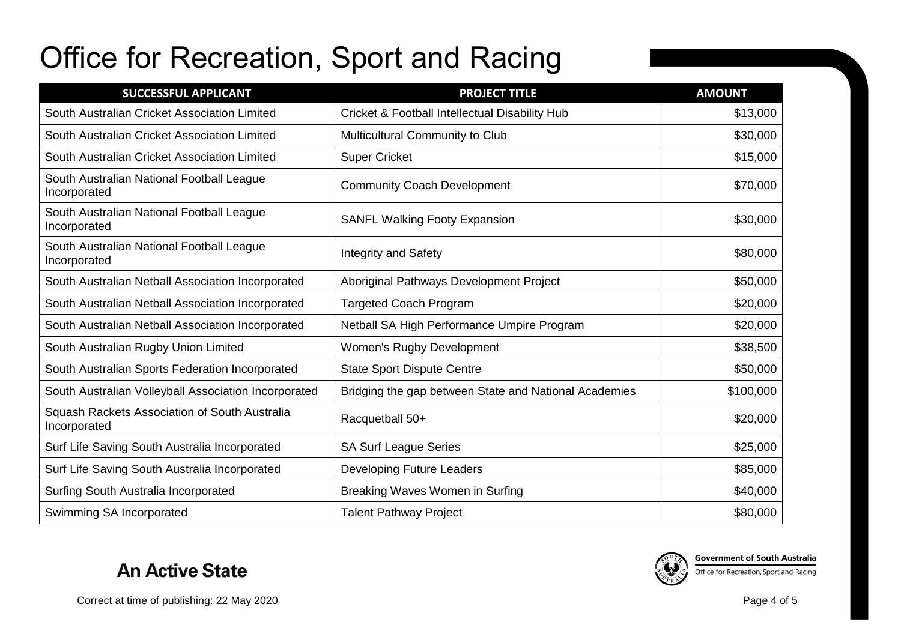# Office for Recreation, Sport and Racing

| SUCCESSFUL APPLICANT | PROJECT TITLE | AMOUNT |
|---|---|---|
| South Australian Cricket Association Limited | Cricket & Football Intellectual Disability Hub | $13,000 |
| South Australian Cricket Association Limited | Multicultural Community to Club | $30,000 |
| South Australian Cricket Association Limited | Super Cricket | $15,000 |
| South Australian National Football League Incorporated | Community Coach Development | $70,000 |
| South Australian National Football League Incorporated | SANFL Walking Footy Expansion | $30,000 |
| South Australian National Football League Incorporated | Integrity and Safety | $80,000 |
| South Australian Netball Association Incorporated | Aboriginal Pathways Development Project | $50,000 |
| South Australian Netball Association Incorporated | Targeted Coach Program | $20,000 |
| South Australian Netball Association Incorporated | Netball SA High Performance Umpire Program | $20,000 |
| South Australian Rugby Union Limited | Women's Rugby Development | $38,500 |
| South Australian Sports Federation Incorporated | State Sport Dispute Centre | $50,000 |
| South Australian Volleyball Association Incorporated | Bridging the gap between State and National Academies | $100,000 |
| Squash Rackets Association of South Australia Incorporated | Racquetball 50+ | $20,000 |
| Surf Life Saving South Australia Incorporated | SA Surf League Series | $25,000 |
| Surf Life Saving South Australia Incorporated | Developing Future Leaders | $85,000 |
| Surfing South Australia Incorporated | Breaking Waves Women in Surfing | $40,000 |
| Swimming SA Incorporated | Talent Pathway Project | $80,000 |

An Active State

Government of South Australia
Office for Recreation, Sport and Racing

Correct at time of publishing: 22 May 2020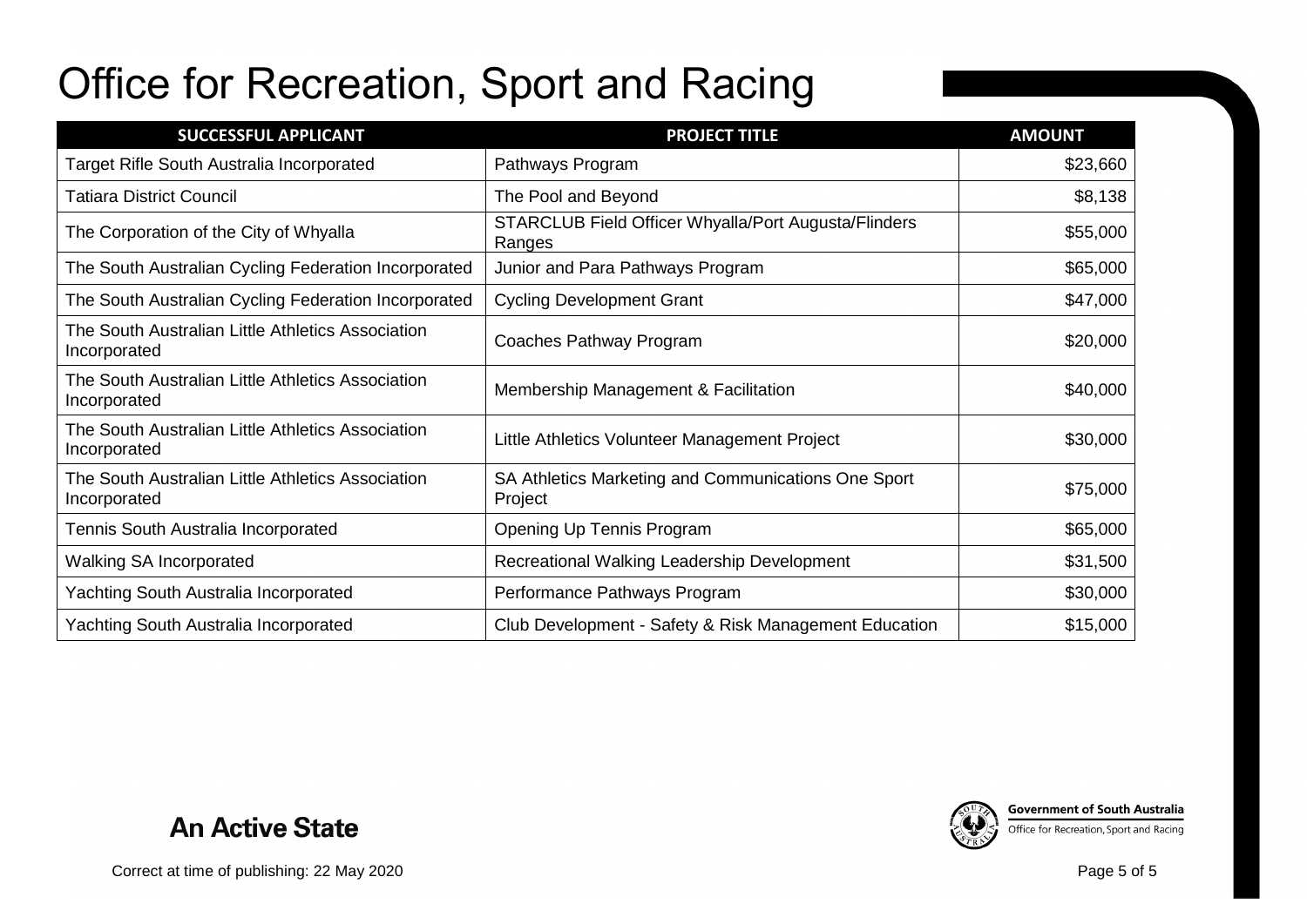# Office for Recreation, Sport and Racing

| SUCCESSFUL APPLICANT | PROJECT TITLE | AMOUNT |
| --- | --- | --- |
| Target Rifle South Australia Incorporated | Pathways Program | $23,660 |
| Tatiara District Council | The Pool and Beyond | $8,138 |
| The Corporation of the City of Whyalla | STARCLUB Field Officer Whyalla/Port Augusta/Flinders Ranges | $55,000 |
| The South Australian Cycling Federation Incorporated | Junior and Para Pathways Program | $65,000 |
| The South Australian Cycling Federation Incorporated | Cycling Development Grant | $47,000 |
| The South Australian Little Athletics Association Incorporated | Coaches Pathway Program | $20,000 |
| The South Australian Little Athletics Association Incorporated | Membership Management & Facilitation | $40,000 |
| The South Australian Little Athletics Association Incorporated | Little Athletics Volunteer Management Project | $30,000 |
| The South Australian Little Athletics Association Incorporated | SA Athletics Marketing and Communications One Sport Project | $75,000 |
| Tennis South Australia Incorporated | Opening Up Tennis Program | $65,000 |
| Walking SA Incorporated | Recreational Walking Leadership Development | $31,500 |
| Yachting South Australia Incorporated | Performance Pathways Program | $30,000 |
| Yachting South Australia Incorporated | Club Development - Safety & Risk Management Education | $15,000 |

An Active State

Government of South Australia
Office for Recreation, Sport and Racing

Correct at time of publishing: 22 May 2020